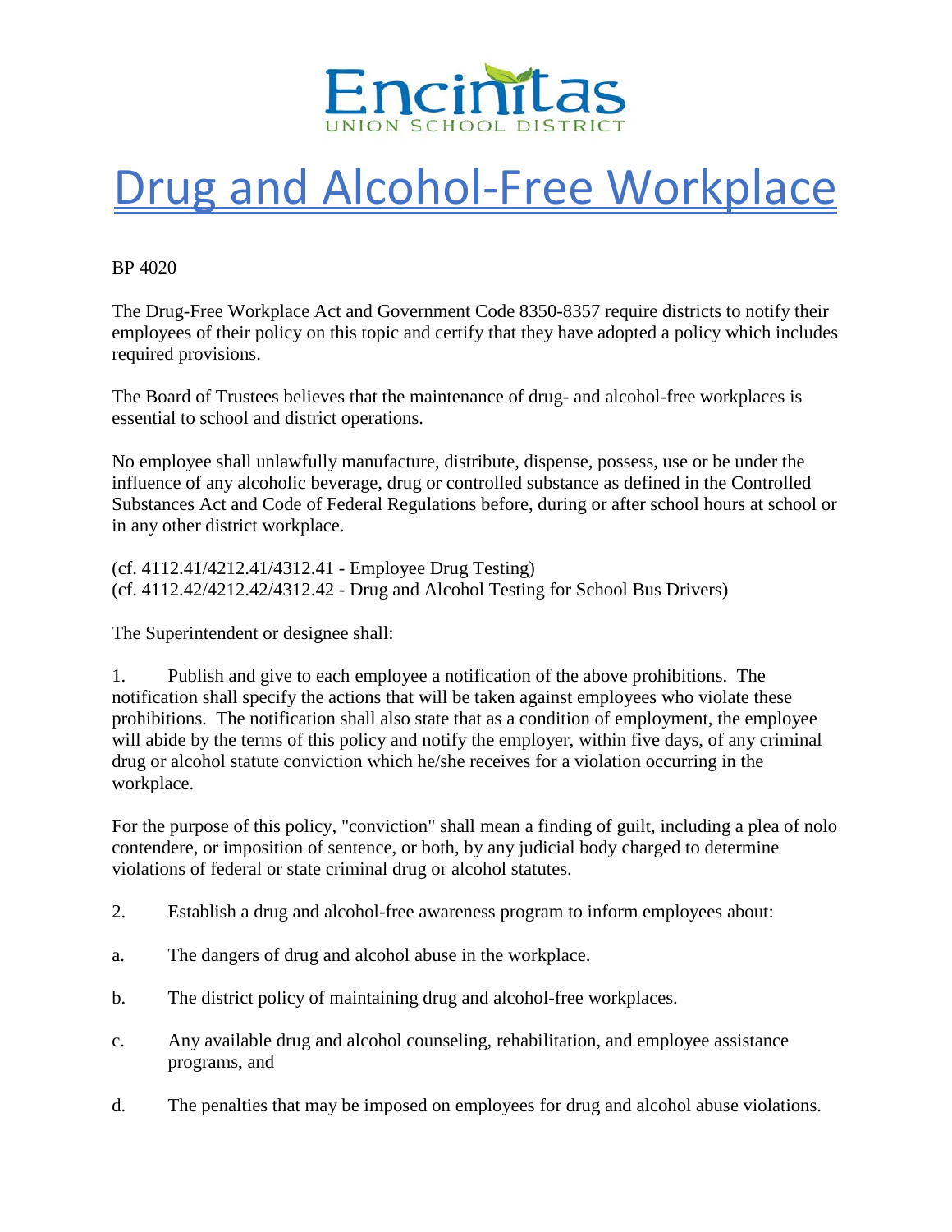Encinitas
UNION SCHOOL DISTRICT

# Drug and Alcohol-Free Workplace

BP 4020

The Drug-Free Workplace Act and Government Code 8350-8357 require districts to notify their employees of their policy on this topic and certify that they have adopted a policy which includes required provisions.

The Board of Trustees believes that the maintenance of drug- and alcohol-free workplaces is essential to school and district operations.

No employee shall unlawfully manufacture, distribute, dispense, possess, use or be under the influence of any alcoholic beverage, drug or controlled substance as defined in the Controlled Substances Act and Code of Federal Regulations before, during or after school hours at school or in any other district workplace.

(cf. 4112.41/4212.41/4312.41 - Employee Drug Testing)
(cf. 4112.42/4212.42/4312.42 - Drug and Alcohol Testing for School Bus Drivers)

The Superintendent or designee shall:

1. Publish and give to each employee a notification of the above prohibitions. The notification shall specify the actions that will be taken against employees who violate these prohibitions. The notification shall also state that as a condition of employment, the employee will abide by the terms of this policy and notify the employer, within five days, of any criminal drug or alcohol statute conviction which he/she receives for a violation occurring in the workplace.

For the purpose of this policy, "conviction" shall mean a finding of guilt, including a plea of nolo contendere, or imposition of sentence, or both, by any judicial body charged to determine violations of federal or state criminal drug or alcohol statutes.

2. Establish a drug and alcohol-free awareness program to inform employees about:

a. The dangers of drug and alcohol abuse in the workplace.

b. The district policy of maintaining drug and alcohol-free workplaces.

c. Any available drug and alcohol counseling, rehabilitation, and employee assistance programs, and

d. The penalties that may be imposed on employees for drug and alcohol abuse violations.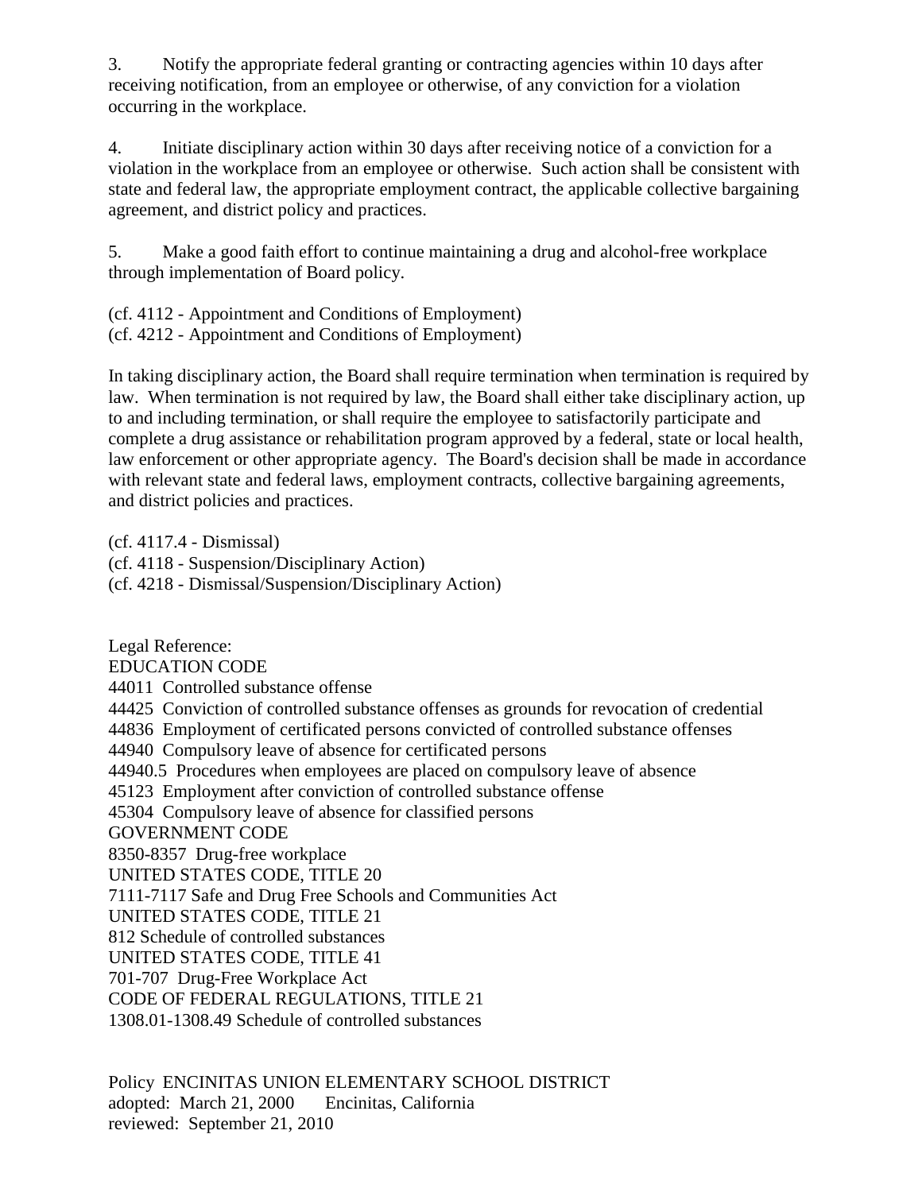3. Notify the appropriate federal granting or contracting agencies within 10 days after receiving notification, from an employee or otherwise, of any conviction for a violation occurring in the workplace.

4. Initiate disciplinary action within 30 days after receiving notice of a conviction for a violation in the workplace from an employee or otherwise. Such action shall be consistent with state and federal law, the appropriate employment contract, the applicable collective bargaining agreement, and district policy and practices.

5. Make a good faith effort to continue maintaining a drug and alcohol-free workplace through implementation of Board policy.

(cf. 4112 - Appointment and Conditions of Employment)
(cf. 4212 - Appointment and Conditions of Employment)

In taking disciplinary action, the Board shall require termination when termination is required by law. When termination is not required by law, the Board shall either take disciplinary action, up to and including termination, or shall require the employee to satisfactorily participate and complete a drug assistance or rehabilitation program approved by a federal, state or local health, law enforcement or other appropriate agency. The Board's decision shall be made in accordance with relevant state and federal laws, employment contracts, collective bargaining agreements, and district policies and practices.

(cf. 4117.4 - Dismissal)
(cf. 4118 - Suspension/Disciplinary Action)
(cf. 4218 - Dismissal/Suspension/Disciplinary Action)

Legal Reference:
EDUCATION CODE
44011 Controlled substance offense
44425 Conviction of controlled substance offenses as grounds for revocation of credential
44836 Employment of certificated persons convicted of controlled substance offenses
44940 Compulsory leave of absence for certificated persons
44940.5 Procedures when employees are placed on compulsory leave of absence
45123 Employment after conviction of controlled substance offense
45304 Compulsory leave of absence for classified persons
GOVERNMENT CODE
8350-8357 Drug-free workplace
UNITED STATES CODE, TITLE 20
7111-7117 Safe and Drug Free Schools and Communities Act
UNITED STATES CODE, TITLE 21
812 Schedule of controlled substances
UNITED STATES CODE, TITLE 41
701-707 Drug-Free Workplace Act
CODE OF FEDERAL REGULATIONS, TITLE 21
1308.01-1308.49 Schedule of controlled substances

Policy ENCINITAS UNION ELEMENTARY SCHOOL DISTRICT
adopted: March 21, 2000 Encinitas, California
reviewed: September 21, 2010